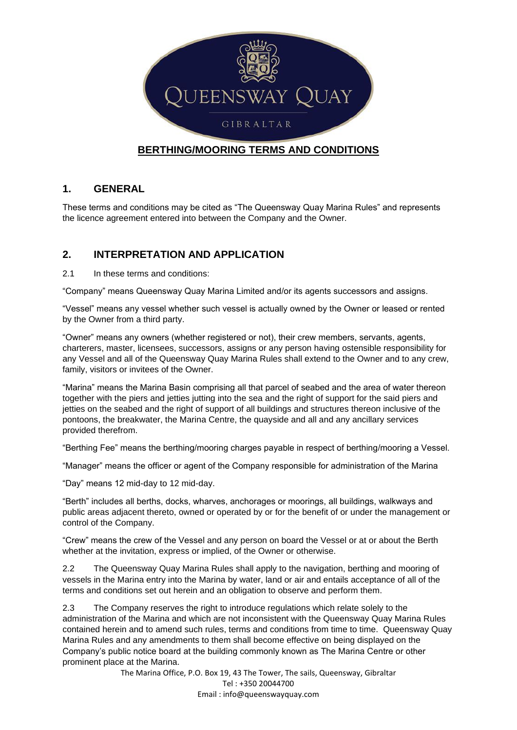# BERTHING/MOORING TERMS AND CONDITIONS

## 1. GENERAL

These terms and conditions may be cited as "The Queensway Quay Marina Rules" and represents the licence agreement entered into between the Company and the Owner.

## 2. INTERPRETATION AND APPLICATION

2.1 In these terms and conditions:

"Company" means Queensway Quay Marina Limited and/or its agents successors and assigns.

"Vessel" means any vessel whether such vessel is actually owned by the Owner or leased or rented by the Owner from a third party.

"Owner" means any owners (whether registered or not), their crew members, servants, agents, charterers, master, licensees, successors, assigns or any person having ostensible responsibility for any Vessel and all of the Queensway Quay Marina Rules shall extend to the Owner and to any crew, family, visitors or invitees of the Owner.

"Marina" means the Marina Basin comprising all that parcel of seabed and the area of water thereon together with the piers and jetties jutting into the sea and the right of support for the said piers and jetties on the seabed and the right of support of all buildings and structures thereon inclusive of the pontoons, the breakwater, the Marina Centre, the quayside and all and any ancillary services provided therefrom.

"Berthing Fee" means the berthing/mooring charges payable in respect of berthing/mooring a Vessel.

"Manager" means the officer or agent of the Company responsible for administration of the Marina

"Day" means 12 mid-day to 12 mid-day.

"Berth" includes all berths, docks, wharves, anchorages or moorings, all buildings, walkways and public areas adjacent thereto, owned or operated by or for the benefit of or under the management or control of the Company.

"Crew" means the crew of the Vessel and any person on board the Vessel or at or about the Berth whether at the invitation, express or implied, of the Owner or otherwise.

2.2 The Queensway Quay Marina Rules shall apply to the navigation, berthing and mooring of vessels in the Marina entry into the Marina by water, land or air and entails acceptance of all of the terms and conditions set out herein and an obligation to observe and perform them.

2.3 The Company reserves the right to introduce regulations which relate solely to the administration of the Marina and which are not inconsistent with the Queensway Quay Marina Rules contained herein and to amend such rules, terms and conditions from time to time. Queensway Quay Marina Rules and any amendments to them shall become effective on being displayed on the Company's public notice board at the building commonly known as The Marina Centre or other prominent place at the Marina.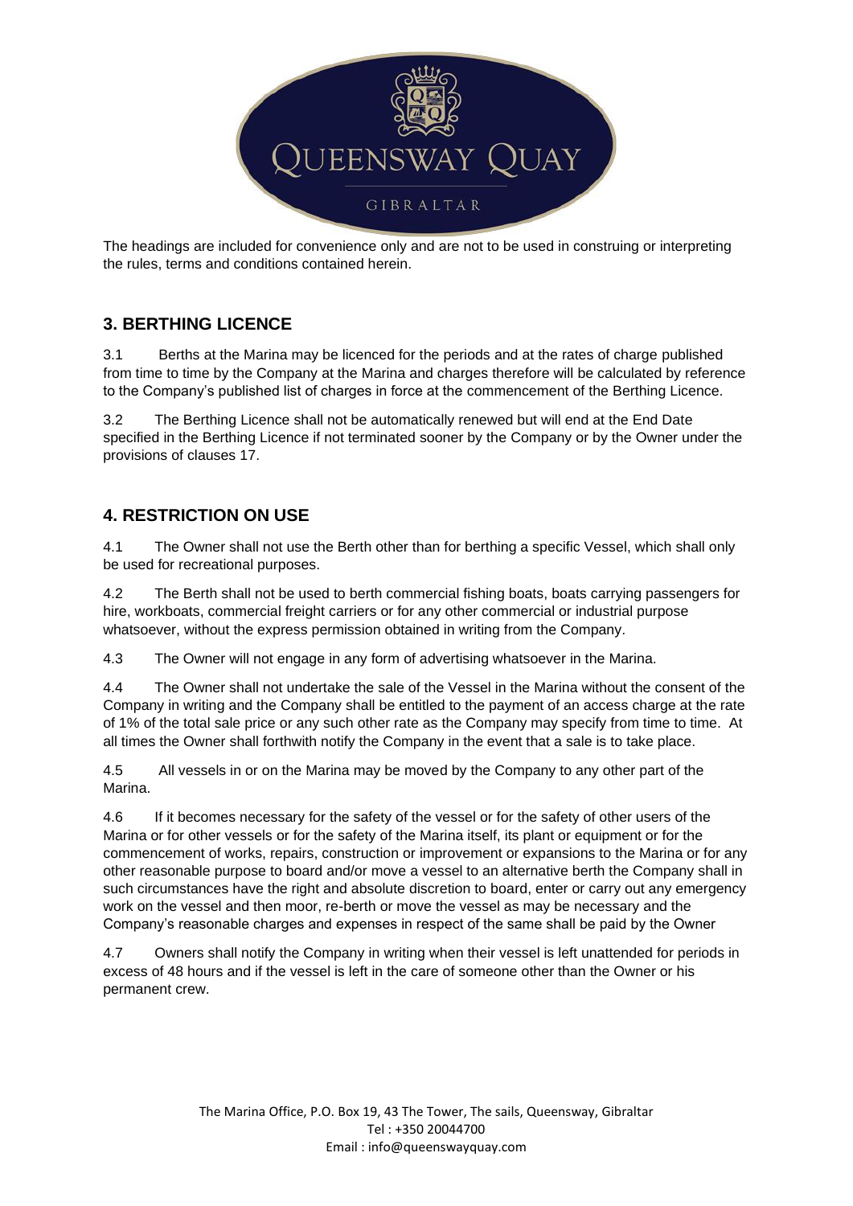The headings are included for convenience only and are not to be used in construing or interpreting the rules, terms and conditions contained herein.

## 3. BERTHING LICENCE

3.1 Berths at the Marina may be licenced for the periods and at the rates of charge published from time to time by the Company at the Marina and charges therefore will be calculated by reference to the Company's published list of charges in force at the commencement of the Berthing Licence.

3.2 The Berthing Licence shall not be automatically renewed but will end at the End Date specified in the Berthing Licence if not terminated sooner by the Company or by the Owner under the provisions of clauses 17.

## 4. RESTRICTION ON USE

4.1 The Owner shall not use the Berth other than for berthing a specific Vessel, which shall only be used for recreational purposes.

4.2 The Berth shall not be used to berth commercial fishing boats, boats carrying passengers for hire, workboats, commercial freight carriers or for any other commercial or industrial purpose whatsoever, without the express permission obtained in writing from the Company.

4.3 The Owner will not engage in any form of advertising whatsoever in the Marina.

4.4 The Owner shall not undertake the sale of the Vessel in the Marina without the consent of the Company in writing and the Company shall be entitled to the payment of an access charge at the rate of 1% of the total sale price or any such other rate as the Company may specify from time to time. At all times the Owner shall forthwith notify the Company in the event that a sale is to take place.

4.5 All vessels in or on the Marina may be moved by the Company to any other part of the Marina.

4.6 If it becomes necessary for the safety of the vessel or for the safety of other users of the Marina or for other vessels or for the safety of the Marina itself, its plant or equipment or for the commencement of works, repairs, construction or improvement or expansions to the Marina or for any other reasonable purpose to board and/or move a vessel to an alternative berth the Company shall in such circumstances have the right and absolute discretion to board, enter or carry out any emergency work on the vessel and then moor, re-berth or move the vessel as may be necessary and the Company's reasonable charges and expenses in respect of the same shall be paid by the Owner

4.7 Owners shall notify the Company in writing when their vessel is left unattended for periods in excess of 48 hours and if the vessel is left in the care of someone other than the Owner or his permanent crew.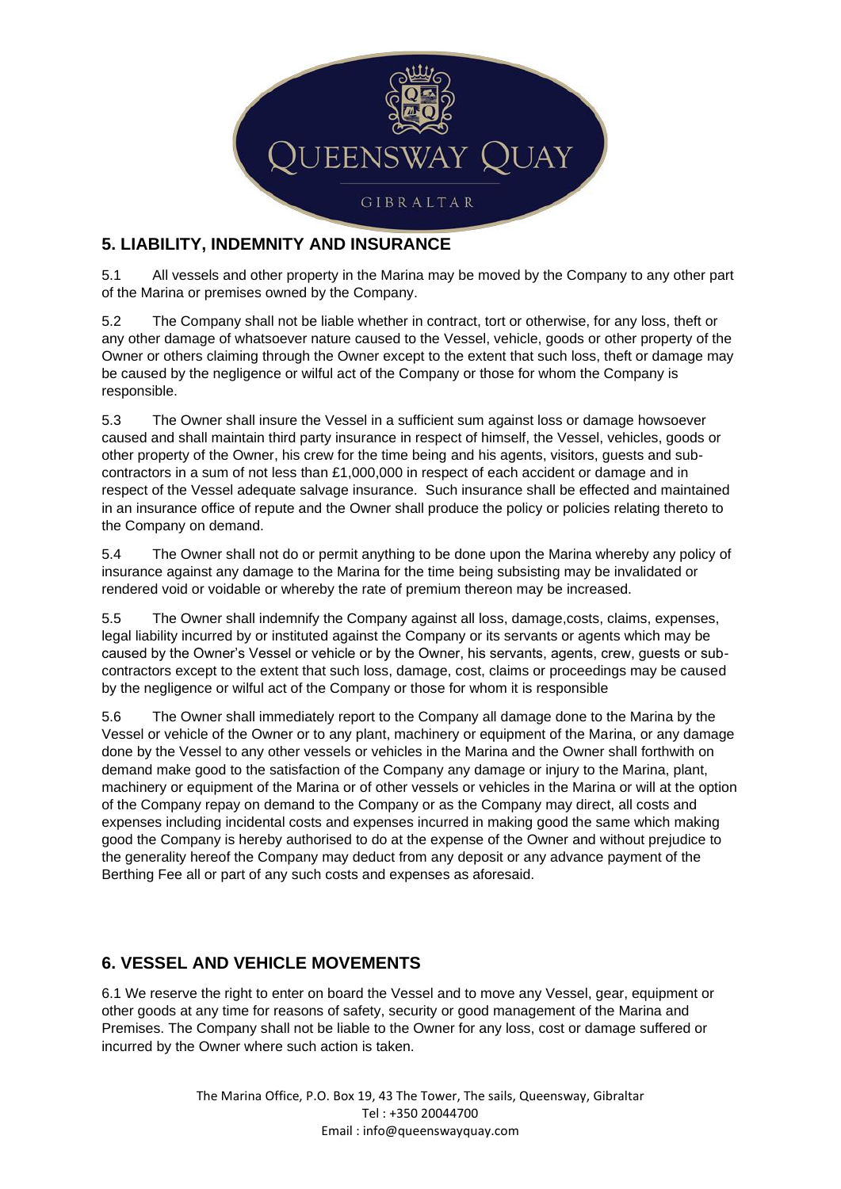## 5. LIABILITY, INDEMNITY AND INSURANCE

5.1 All vessels and other property in the Marina may be moved by the Company to any other part of the Marina or premises owned by the Company.

5.2 The Company shall not be liable whether in contract, tort or otherwise, for any loss, theft or any other damage of whatsoever nature caused to the Vessel, vehicle, goods or other property of the Owner or others claiming through the Owner except to the extent that such loss, theft or damage may be caused by the negligence or wilful act of the Company or those for whom the Company is responsible.

5.3 The Owner shall insure the Vessel in a sufficient sum against loss or damage howsoever caused and shall maintain third party insurance in respect of himself, the Vessel, vehicles, goods or other property of the Owner, his crew for the time being and his agents, visitors, guests and sub-contractors in a sum of not less than £1,000,000 in respect of each accident or damage and in respect of the Vessel adequate salvage insurance. Such insurance shall be effected and maintained in an insurance office of repute and the Owner shall produce the policy or policies relating thereto to the Company on demand.

5.4 The Owner shall not do or permit anything to be done upon the Marina whereby any policy of insurance against any damage to the Marina for the time being subsisting may be invalidated or rendered void or voidable or whereby the rate of premium thereon may be increased.

5.5 The Owner shall indemnify the Company against all loss, damage,costs, claims, expenses, legal liability incurred by or instituted against the Company or its servants or agents which may be caused by the Owner's Vessel or vehicle or by the Owner, his servants, agents, crew, guests or sub-contractors except to the extent that such loss, damage, cost, claims or proceedings may be caused by the negligence or wilful act of the Company or those for whom it is responsible

5.6 The Owner shall immediately report to the Company all damage done to the Marina by the Vessel or vehicle of the Owner or to any plant, machinery or equipment of the Marina, or any damage done by the Vessel to any other vessels or vehicles in the Marina and the Owner shall forthwith on demand make good to the satisfaction of the Company any damage or injury to the Marina, plant, machinery or equipment of the Marina or of other vessels or vehicles in the Marina or will at the option of the Company repay on demand to the Company or as the Company may direct, all costs and expenses including incidental costs and expenses incurred in making good the same which making good the Company is hereby authorised to do at the expense of the Owner and without prejudice to the generality hereof the Company may deduct from any deposit or any advance payment of the Berthing Fee all or part of any such costs and expenses as aforesaid.

## 6. VESSEL AND VEHICLE MOVEMENTS

6.1 We reserve the right to enter on board the Vessel and to move any Vessel, gear, equipment or other goods at any time for reasons of safety, security or good management of the Marina and Premises. The Company shall not be liable to the Owner for any loss, cost or damage suffered or incurred by the Owner where such action is taken.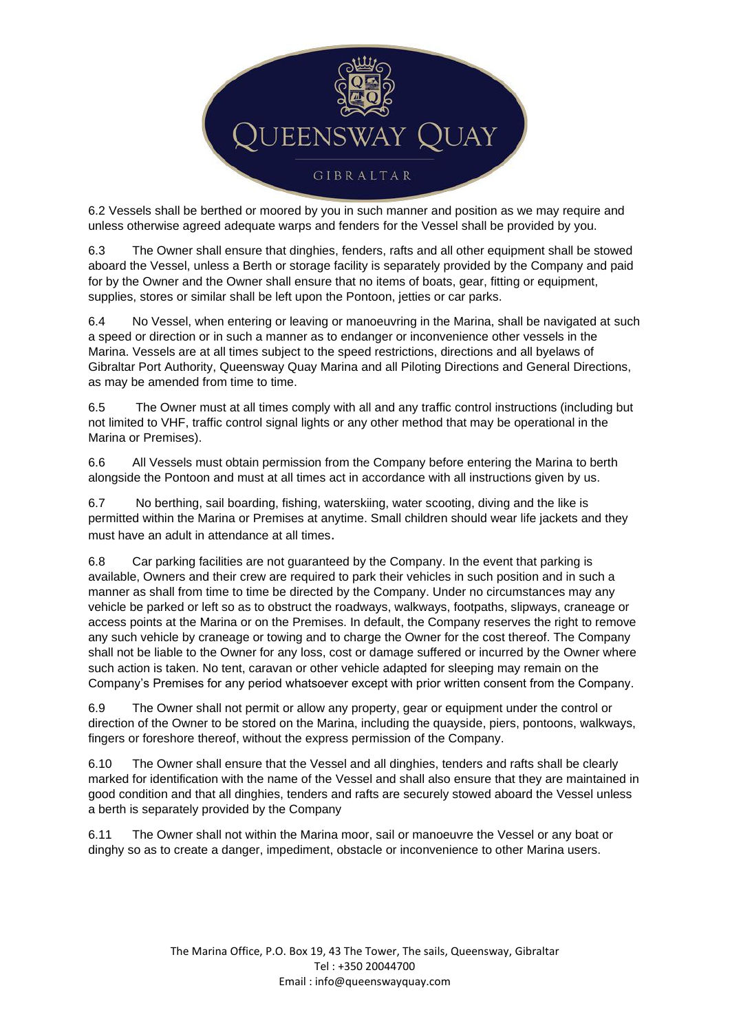6.2 Vessels shall be berthed or moored by you in such manner and position as we may require and unless otherwise agreed adequate warps and fenders for the Vessel shall be provided by you.

6.3 The Owner shall ensure that dinghies, fenders, rafts and all other equipment shall be stowed aboard the Vessel, unless a Berth or storage facility is separately provided by the Company and paid for by the Owner and the Owner shall ensure that no items of boats, gear, fitting or equipment, supplies, stores or similar shall be left upon the Pontoon, jetties or car parks.

6.4 No Vessel, when entering or leaving or manoeuvring in the Marina, shall be navigated at such a speed or direction or in such a manner as to endanger or inconvenience other vessels in the Marina. Vessels are at all times subject to the speed restrictions, directions and all byelaws of Gibraltar Port Authority, Queensway Quay Marina and all Piloting Directions and General Directions, as may be amended from time to time.

6.5 The Owner must at all times comply with all and any traffic control instructions (including but not limited to VHF, traffic control signal lights or any other method that may be operational in the Marina or Premises).

6.6 All Vessels must obtain permission from the Company before entering the Marina to berth alongside the Pontoon and must at all times act in accordance with all instructions given by us.

6.7 No berthing, sail boarding, fishing, waterskiing, water scooting, diving and the like is permitted within the Marina or Premises at anytime. Small children should wear life jackets and they must have an adult in attendance at all times.

6.8 Car parking facilities are not guaranteed by the Company. In the event that parking is available, Owners and their crew are required to park their vehicles in such position and in such a manner as shall from time to time be directed by the Company. Under no circumstances may any vehicle be parked or left so as to obstruct the roadways, walkways, footpaths, slipways, craneage or access points at the Marina or on the Premises. In default, the Company reserves the right to remove any such vehicle by craneage or towing and to charge the Owner for the cost thereof. The Company shall not be liable to the Owner for any loss, cost or damage suffered or incurred by the Owner where such action is taken. No tent, caravan or other vehicle adapted for sleeping may remain on the Company's Premises for any period whatsoever except with prior written consent from the Company.

6.9 The Owner shall not permit or allow any property, gear or equipment under the control or direction of the Owner to be stored on the Marina, including the quayside, piers, pontoons, walkways, fingers or foreshore thereof, without the express permission of the Company.

6.10 The Owner shall ensure that the Vessel and all dinghies, tenders and rafts shall be clearly marked for identification with the name of the Vessel and shall also ensure that they are maintained in good condition and that all dinghies, tenders and rafts are securely stowed aboard the Vessel unless a berth is separately provided by the Company

6.11 The Owner shall not within the Marina moor, sail or manoeuvre the Vessel or any boat or dinghy so as to create a danger, impediment, obstacle or inconvenience to other Marina users.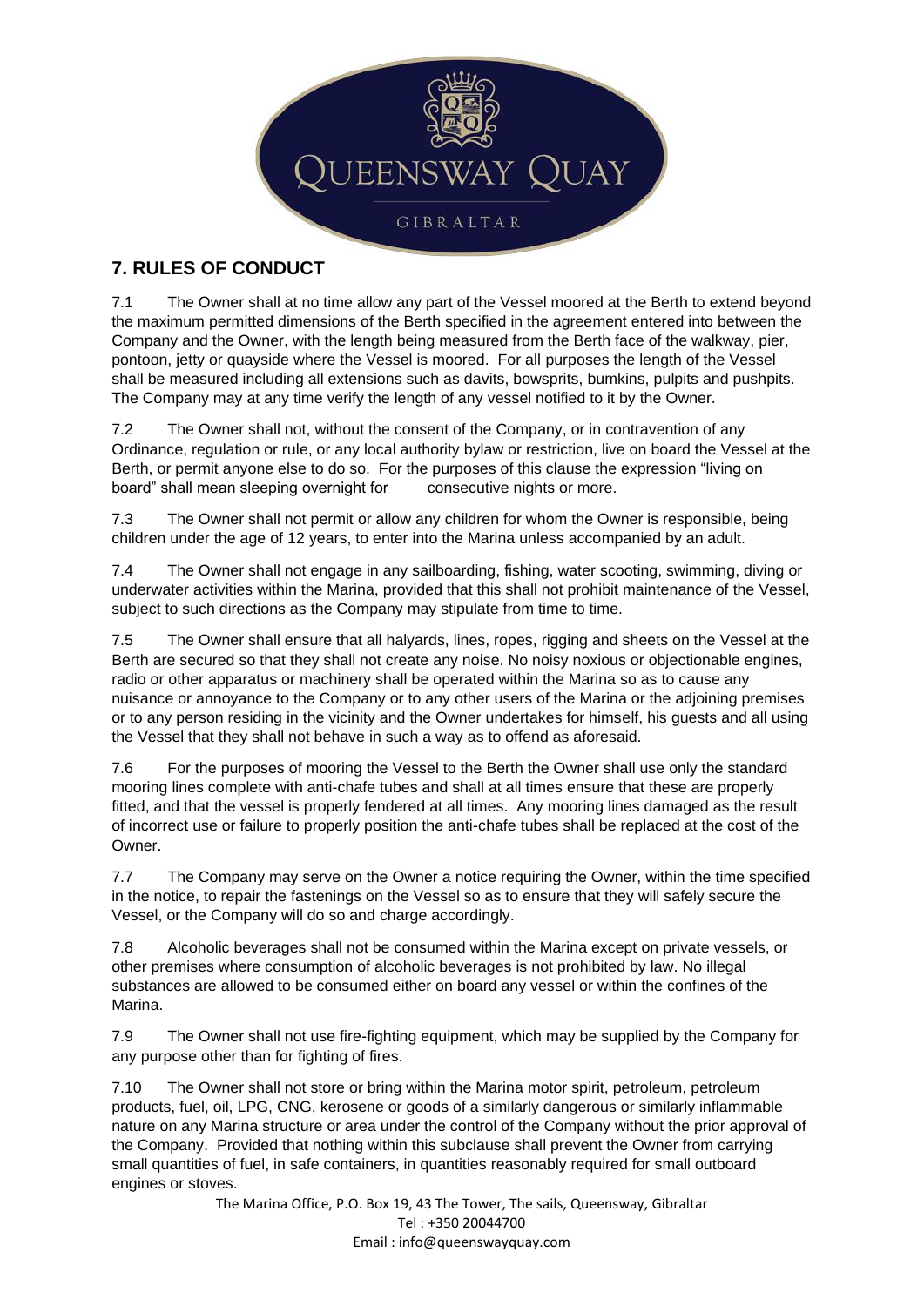## 7. RULES OF CONDUCT

7.1 The Owner shall at no time allow any part of the Vessel moored at the Berth to extend beyond the maximum permitted dimensions of the Berth specified in the agreement entered into between the Company and the Owner, with the length being measured from the Berth face of the walkway, pier, pontoon, jetty or quayside where the Vessel is moored. For all purposes the length of the Vessel shall be measured including all extensions such as davits, bowsprits, bumkins, pulpits and pushpits. The Company may at any time verify the length of any vessel notified to it by the Owner.

7.2 The Owner shall not, without the consent of the Company, or in contravention of any Ordinance, regulation or rule, or any local authority bylaw or restriction, live on board the Vessel at the Berth, or permit anyone else to do so. For the purposes of this clause the expression "living on board" shall mean sleeping overnight for consecutive nights or more.

7.3 The Owner shall not permit or allow any children for whom the Owner is responsible, being children under the age of 12 years, to enter into the Marina unless accompanied by an adult.

7.4 The Owner shall not engage in any sailboarding, fishing, water scooting, swimming, diving or underwater activities within the Marina, provided that this shall not prohibit maintenance of the Vessel, subject to such directions as the Company may stipulate from time to time.

7.5 The Owner shall ensure that all halyards, lines, ropes, rigging and sheets on the Vessel at the Berth are secured so that they shall not create any noise. No noisy noxious or objectionable engines, radio or other apparatus or machinery shall be operated within the Marina so as to cause any nuisance or annoyance to the Company or to any other users of the Marina or the adjoining premises or to any person residing in the vicinity and the Owner undertakes for himself, his guests and all using the Vessel that they shall not behave in such a way as to offend as aforesaid.

7.6 For the purposes of mooring the Vessel to the Berth the Owner shall use only the standard mooring lines complete with anti-chafe tubes and shall at all times ensure that these are properly fitted, and that the vessel is properly fendered at all times. Any mooring lines damaged as the result of incorrect use or failure to properly position the anti-chafe tubes shall be replaced at the cost of the Owner.

7.7 The Company may serve on the Owner a notice requiring the Owner, within the time specified in the notice, to repair the fastenings on the Vessel so as to ensure that they will safely secure the Vessel, or the Company will do so and charge accordingly.

7.8 Alcoholic beverages shall not be consumed within the Marina except on private vessels, or other premises where consumption of alcoholic beverages is not prohibited by law. No illegal substances are allowed to be consumed either on board any vessel or within the confines of the Marina.

7.9 The Owner shall not use fire-fighting equipment, which may be supplied by the Company for any purpose other than for fighting of fires.

7.10 The Owner shall not store or bring within the Marina motor spirit, petroleum, petroleum products, fuel, oil, LPG, CNG, kerosene or goods of a similarly dangerous or similarly inflammable nature on any Marina structure or area under the control of the Company without the prior approval of the Company. Provided that nothing within this subclause shall prevent the Owner from carrying small quantities of fuel, in safe containers, in quantities reasonably required for small outboard engines or stoves.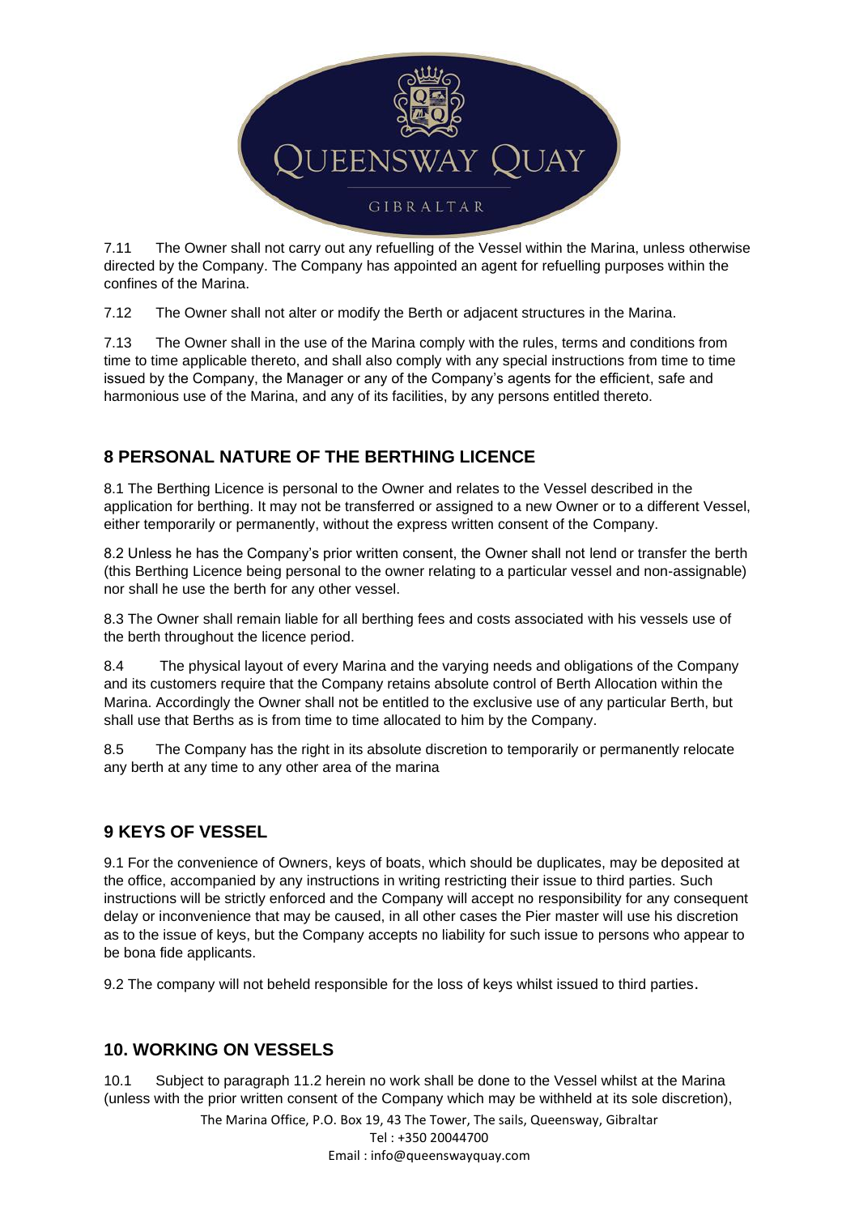7.11 The Owner shall not carry out any refuelling of the Vessel within the Marina, unless otherwise directed by the Company. The Company has appointed an agent for refuelling purposes within the confines of the Marina.

7.12 The Owner shall not alter or modify the Berth or adjacent structures in the Marina.

7.13 The Owner shall in the use of the Marina comply with the rules, terms and conditions from time to time applicable thereto, and shall also comply with any special instructions from time to time issued by the Company, the Manager or any of the Company's agents for the efficient, safe and harmonious use of the Marina, and any of its facilities, by any persons entitled thereto.

## 8 PERSONAL NATURE OF THE BERTHING LICENCE

8.1 The Berthing Licence is personal to the Owner and relates to the Vessel described in the application for berthing. It may not be transferred or assigned to a new Owner or to a different Vessel, either temporarily or permanently, without the express written consent of the Company.

8.2 Unless he has the Company's prior written consent, the Owner shall not lend or transfer the berth (this Berthing Licence being personal to the owner relating to a particular vessel and non-assignable) nor shall he use the berth for any other vessel.

8.3 The Owner shall remain liable for all berthing fees and costs associated with his vessels use of the berth throughout the licence period.

8.4 The physical layout of every Marina and the varying needs and obligations of the Company and its customers require that the Company retains absolute control of Berth Allocation within the Marina. Accordingly the Owner shall not be entitled to the exclusive use of any particular Berth, but shall use that Berths as is from time to time allocated to him by the Company.

8.5 The Company has the right in its absolute discretion to temporarily or permanently relocate any berth at any time to any other area of the marina

## 9 KEYS OF VESSEL

9.1 For the convenience of Owners, keys of boats, which should be duplicates, may be deposited at the office, accompanied by any instructions in writing restricting their issue to third parties. Such instructions will be strictly enforced and the Company will accept no responsibility for any consequent delay or inconvenience that may be caused, in all other cases the Pier master will use his discretion as to the issue of keys, but the Company accepts no liability for such issue to persons who appear to be bona fide applicants.

9.2 The company will not beheld responsible for the loss of keys whilst issued to third parties.

## 10. WORKING ON VESSELS

10.1 Subject to paragraph 11.2 herein no work shall be done to the Vessel whilst at the Marina (unless with the prior written consent of the Company which may be withheld at its sole discretion),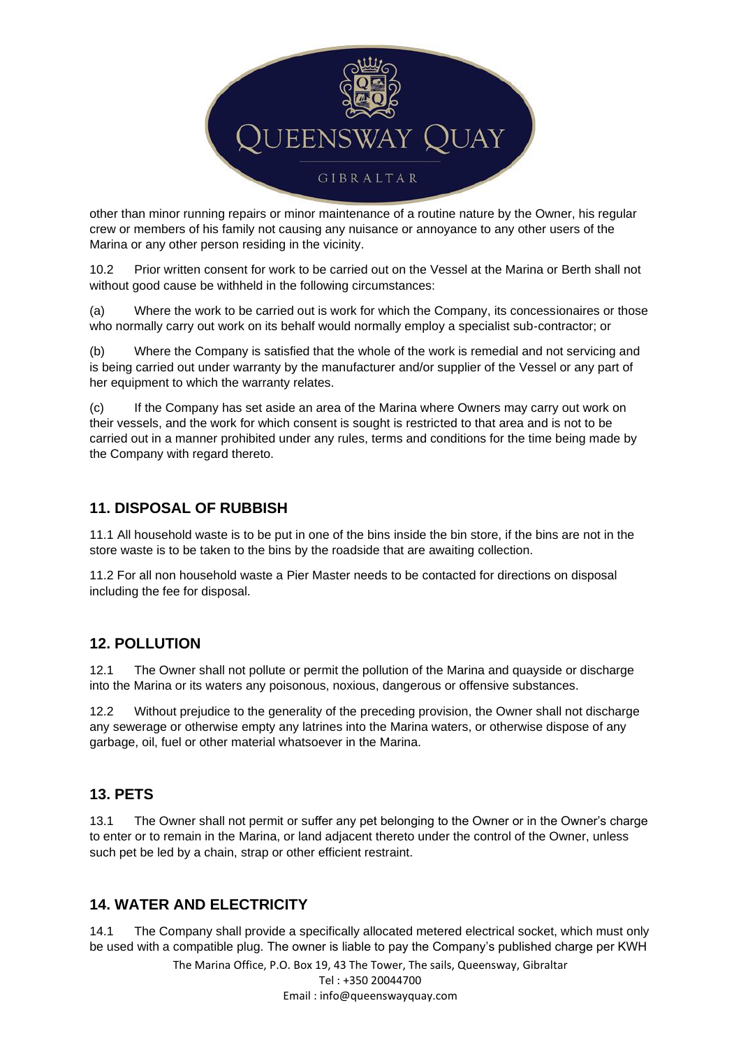other than minor running repairs or minor maintenance of a routine nature by the Owner, his regular crew or members of his family not causing any nuisance or annoyance to any other users of the Marina or any other person residing in the vicinity.

10.2 Prior written consent for work to be carried out on the Vessel at the Marina or Berth shall not without good cause be withheld in the following circumstances:

(a) Where the work to be carried out is work for which the Company, its concessionaires or those who normally carry out work on its behalf would normally employ a specialist sub-contractor; or

(b) Where the Company is satisfied that the whole of the work is remedial and not servicing and is being carried out under warranty by the manufacturer and/or supplier of the Vessel or any part of her equipment to which the warranty relates.

(c) If the Company has set aside an area of the Marina where Owners may carry out work on their vessels, and the work for which consent is sought is restricted to that area and is not to be carried out in a manner prohibited under any rules, terms and conditions for the time being made by the Company with regard thereto.

## 11. DISPOSAL OF RUBBISH

11.1 All household waste is to be put in one of the bins inside the bin store, if the bins are not in the store waste is to be taken to the bins by the roadside that are awaiting collection.

11.2 For all non household waste a Pier Master needs to be contacted for directions on disposal including the fee for disposal.

## 12. POLLUTION

12.1 The Owner shall not pollute or permit the pollution of the Marina and quayside or discharge into the Marina or its waters any poisonous, noxious, dangerous or offensive substances.

12.2 Without prejudice to the generality of the preceding provision, the Owner shall not discharge any sewerage or otherwise empty any latrines into the Marina waters, or otherwise dispose of any garbage, oil, fuel or other material whatsoever in the Marina.

## 13. PETS

13.1 The Owner shall not permit or suffer any pet belonging to the Owner or in the Owner's charge to enter or to remain in the Marina, or land adjacent thereto under the control of the Owner, unless such pet be led by a chain, strap or other efficient restraint.

## 14. WATER AND ELECTRICITY

14.1 The Company shall provide a specifically allocated metered electrical socket, which must only be used with a compatible plug. The owner is liable to pay the Company's published charge per KWH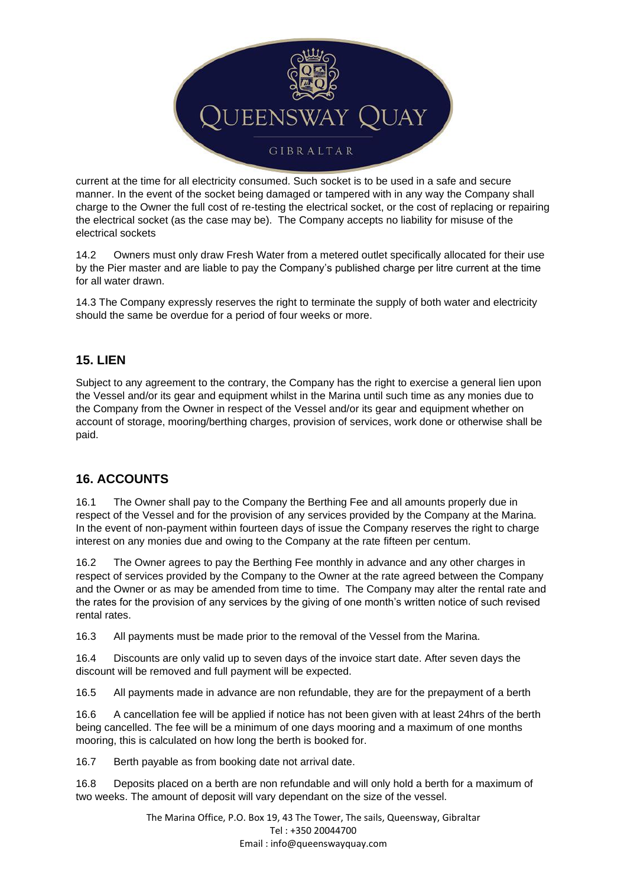current at the time for all electricity consumed. Such socket is to be used in a safe and secure manner. In the event of the socket being damaged or tampered with in any way the Company shall charge to the Owner the full cost of re-testing the electrical socket, or the cost of replacing or repairing the electrical socket (as the case may be). The Company accepts no liability for misuse of the electrical sockets

14.2 Owners must only draw Fresh Water from a metered outlet specifically allocated for their use by the Pier master and are liable to pay the Company's published charge per litre current at the time for all water drawn.

14.3 The Company expressly reserves the right to terminate the supply of both water and electricity should the same be overdue for a period of four weeks or more.

## 15. LIEN

Subject to any agreement to the contrary, the Company has the right to exercise a general lien upon the Vessel and/or its gear and equipment whilst in the Marina until such time as any monies due to the Company from the Owner in respect of the Vessel and/or its gear and equipment whether on account of storage, mooring/berthing charges, provision of services, work done or otherwise shall be paid.

## 16. ACCOUNTS

16.1 The Owner shall pay to the Company the Berthing Fee and all amounts properly due in respect of the Vessel and for the provision of any services provided by the Company at the Marina. In the event of non-payment within fourteen days of issue the Company reserves the right to charge interest on any monies due and owing to the Company at the rate fifteen per centum.

16.2 The Owner agrees to pay the Berthing Fee monthly in advance and any other charges in respect of services provided by the Company to the Owner at the rate agreed between the Company and the Owner or as may be amended from time to time. The Company may alter the rental rate and the rates for the provision of any services by the giving of one month's written notice of such revised rental rates.

16.3 All payments must be made prior to the removal of the Vessel from the Marina.

16.4 Discounts are only valid up to seven days of the invoice start date. After seven days the discount will be removed and full payment will be expected.

16.5 All payments made in advance are non refundable, they are for the prepayment of a berth

16.6 A cancellation fee will be applied if notice has not been given with at least 24hrs of the berth being cancelled. The fee will be a minimum of one days mooring and a maximum of one months mooring, this is calculated on how long the berth is booked for.

16.7 Berth payable as from booking date not arrival date.

16.8 Deposits placed on a berth are non refundable and will only hold a berth for a maximum of two weeks. The amount of deposit will vary dependant on the size of the vessel.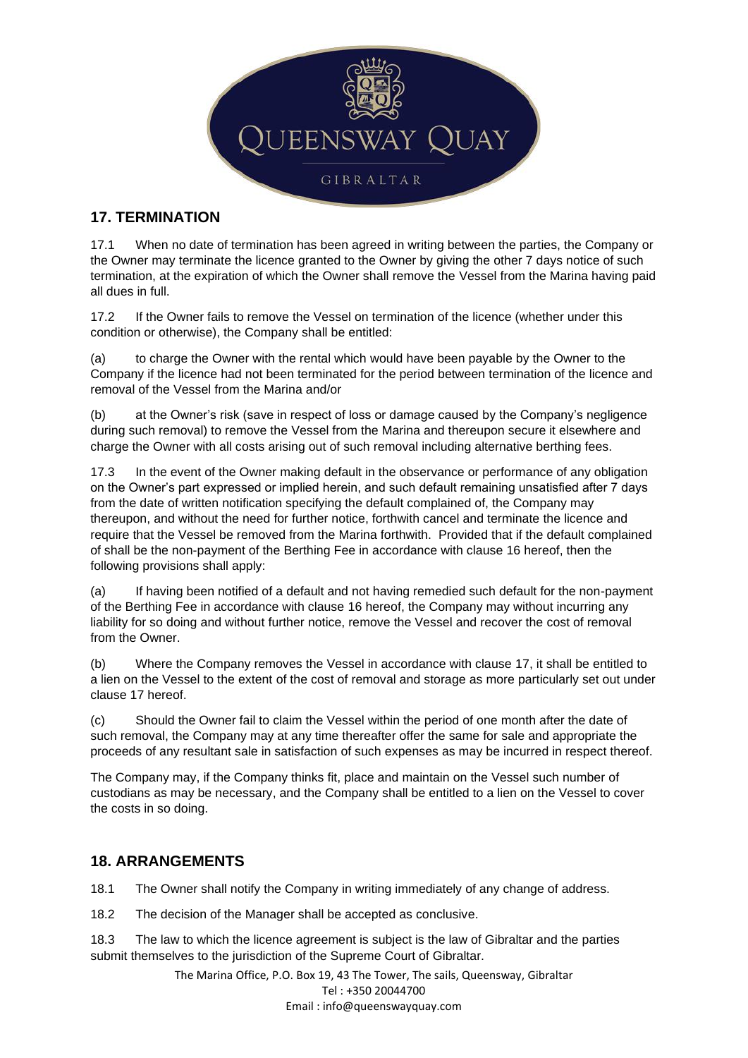## 17. TERMINATION

17.1 When no date of termination has been agreed in writing between the parties, the Company or the Owner may terminate the licence granted to the Owner by giving the other 7 days notice of such termination, at the expiration of which the Owner shall remove the Vessel from the Marina having paid all dues in full.

17.2 If the Owner fails to remove the Vessel on termination of the licence (whether under this condition or otherwise), the Company shall be entitled:

(a) to charge the Owner with the rental which would have been payable by the Owner to the Company if the licence had not been terminated for the period between termination of the licence and removal of the Vessel from the Marina and/or

(b) at the Owner's risk (save in respect of loss or damage caused by the Company's negligence during such removal) to remove the Vessel from the Marina and thereupon secure it elsewhere and charge the Owner with all costs arising out of such removal including alternative berthing fees.

17.3 In the event of the Owner making default in the observance or performance of any obligation on the Owner's part expressed or implied herein, and such default remaining unsatisfied after 7 days from the date of written notification specifying the default complained of, the Company may thereupon, and without the need for further notice, forthwith cancel and terminate the licence and require that the Vessel be removed from the Marina forthwith. Provided that if the default complained of shall be the non-payment of the Berthing Fee in accordance with clause 16 hereof, then the following provisions shall apply:

(a) If having been notified of a default and not having remedied such default for the non-payment of the Berthing Fee in accordance with clause 16 hereof, the Company may without incurring any liability for so doing and without further notice, remove the Vessel and recover the cost of removal from the Owner.

(b) Where the Company removes the Vessel in accordance with clause 17, it shall be entitled to a lien on the Vessel to the extent of the cost of removal and storage as more particularly set out under clause 17 hereof.

(c) Should the Owner fail to claim the Vessel within the period of one month after the date of such removal, the Company may at any time thereafter offer the same for sale and appropriate the proceeds of any resultant sale in satisfaction of such expenses as may be incurred in respect thereof.

The Company may, if the Company thinks fit, place and maintain on the Vessel such number of custodians as may be necessary, and the Company shall be entitled to a lien on the Vessel to cover the costs in so doing.

## 18. ARRANGEMENTS

18.1 The Owner shall notify the Company in writing immediately of any change of address.

18.2 The decision of the Manager shall be accepted as conclusive.

18.3 The law to which the licence agreement is subject is the law of Gibraltar and the parties submit themselves to the jurisdiction of the Supreme Court of Gibraltar.